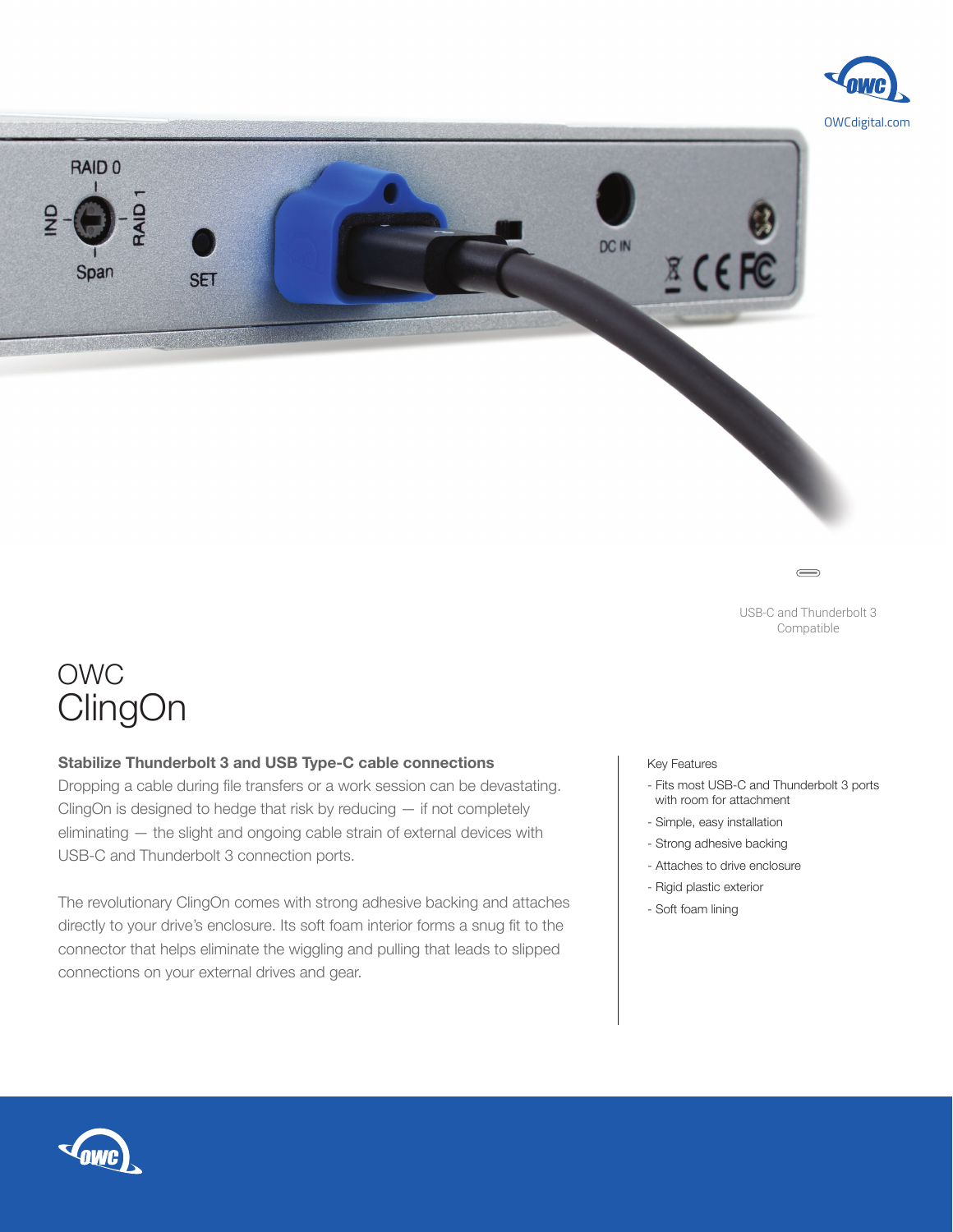OWCdigital.com

USB-C and Thunderbolt 3 Compatible

# OWC
# ClingOn

**Stabilize Thunderbolt 3 and USB Type-C cable connections**

Dropping a cable during file transfers or a work session can be devastating. ClingOn is designed to hedge that risk by reducing — if not completely eliminating — the slight and ongoing cable strain of external devices with USB-C and Thunderbolt 3 connection ports.

The revolutionary ClingOn comes with strong adhesive backing and attaches directly to your drive's enclosure. Its soft foam interior forms a snug fit to the connector that helps eliminate the wiggling and pulling that leads to slipped connections on your external drives and gear.

Key Features

- Fits most USB-C and Thunderbolt 3 ports with room for attachment
- Simple, easy installation
- Strong adhesive backing
- Attaches to drive enclosure
- Rigid plastic exterior
- Soft foam lining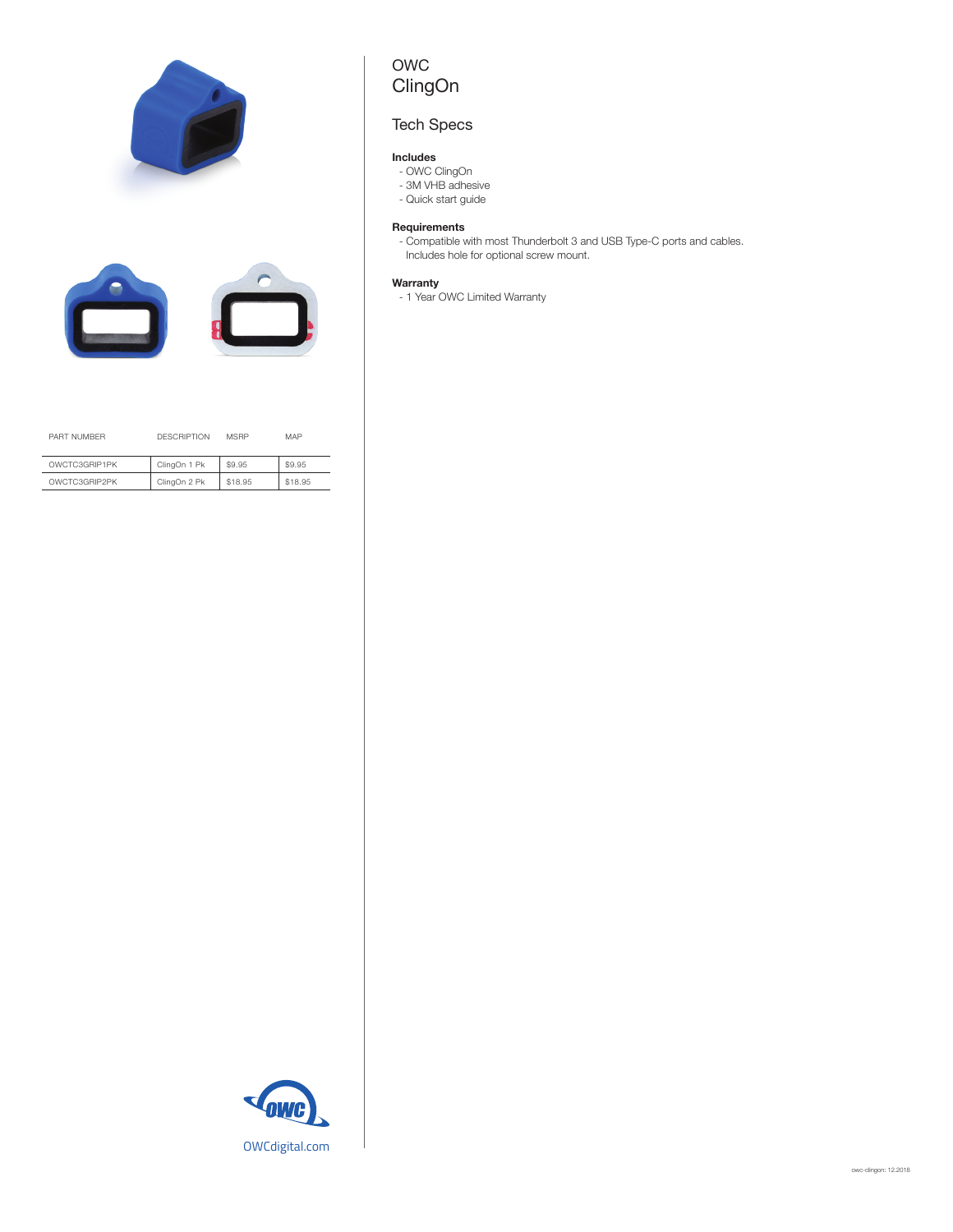# OWC ClingOn

## Tech Specs

**Includes**
- OWC ClingOn
- 3M VHB adhesive
- Quick start guide

**Requirements**
- Compatible with most Thunderbolt 3 and USB Type-C ports and cables. Includes hole for optional screw mount.

**Warranty**
- 1 Year OWC Limited Warranty

| PART NUMBER | DESCRIPTION | MSRP | MAP |
|---|---|---|---|
| OWCTC3GRIP1PK | ClingOn 1 Pk | $9.95 | $9.95 |
| OWCTC3GRIP2PK | ClingOn 2 Pk | $18.95 | $18.95 |

OWCdigital.com

owc-clingon: 12.2018